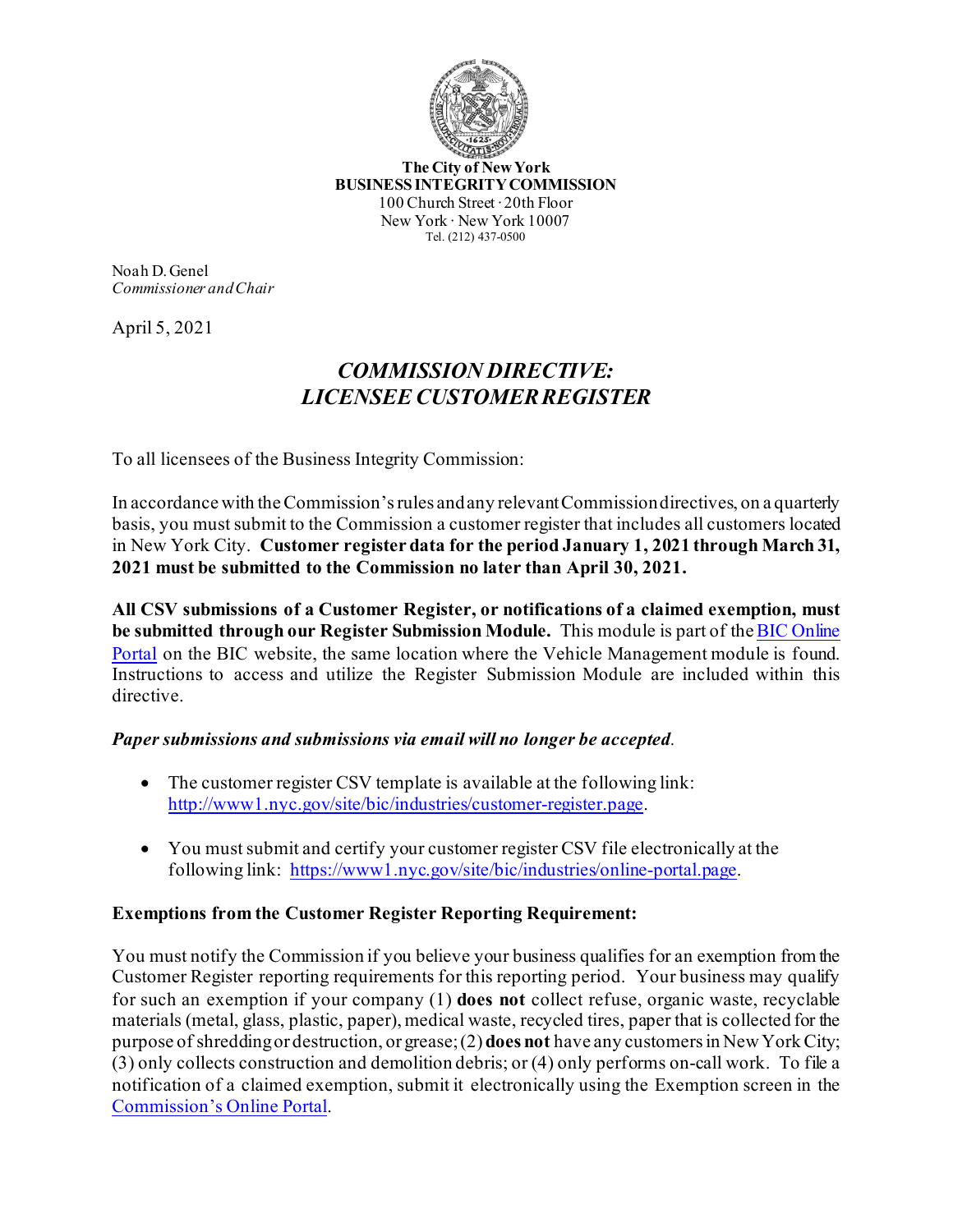**The City of New York**
**BUSINESS INTEGRITY COMMISSION**
100 Church Street · 20th Floor
New York · New York 10007
Tel. (212) 437-0500

Noah D. Genel
*Commissioner and Chair*

April 5, 2021

# *COMMISSION DIRECTIVE: LICENSEE CUSTOMER REGISTER*

To all licensees of the Business Integrity Commission:

In accordance with the Commission's rules and any relevant Commission directives, on a quarterly basis, you must submit to the Commission a customer register that includes all customers located in New York City. **Customer register data for the period January 1, 2021 through March 31, 2021 must be submitted to the Commission no later than April 30, 2021.**

**All CSV submissions of a Customer Register, or notifications of a claimed exemption, must be submitted through our Register Submission Module.** This module is part of the [BIC Online Portal] on the BIC website, the same location where the Vehicle Management module is found. Instructions to access and utilize the Register Submission Module are included within this directive.

***Paper submissions and submissions via email will no longer be accepted***.

- The customer register CSV template is available at the following link: http://www1.nyc.gov/site/bic/industries/customer-register.page.
- You must submit and certify your customer register CSV file electronically at the following link: https://www1.nyc.gov/site/bic/industries/online-portal.page.

**Exemptions from the Customer Register Reporting Requirement:**

You must notify the Commission if you believe your business qualifies for an exemption from the Customer Register reporting requirements for this reporting period. Your business may qualify for such an exemption if your company (1) **does not** collect refuse, organic waste, recyclable materials (metal, glass, plastic, paper), medical waste, recycled tires, paper that is collected for the purpose of shredding or destruction, or grease; (2) **does not** have any customers in New York City; (3) only collects construction and demolition debris; or (4) only performs on-call work. To file a notification of a claimed exemption, submit it electronically using the Exemption screen in the [Commission's Online Portal].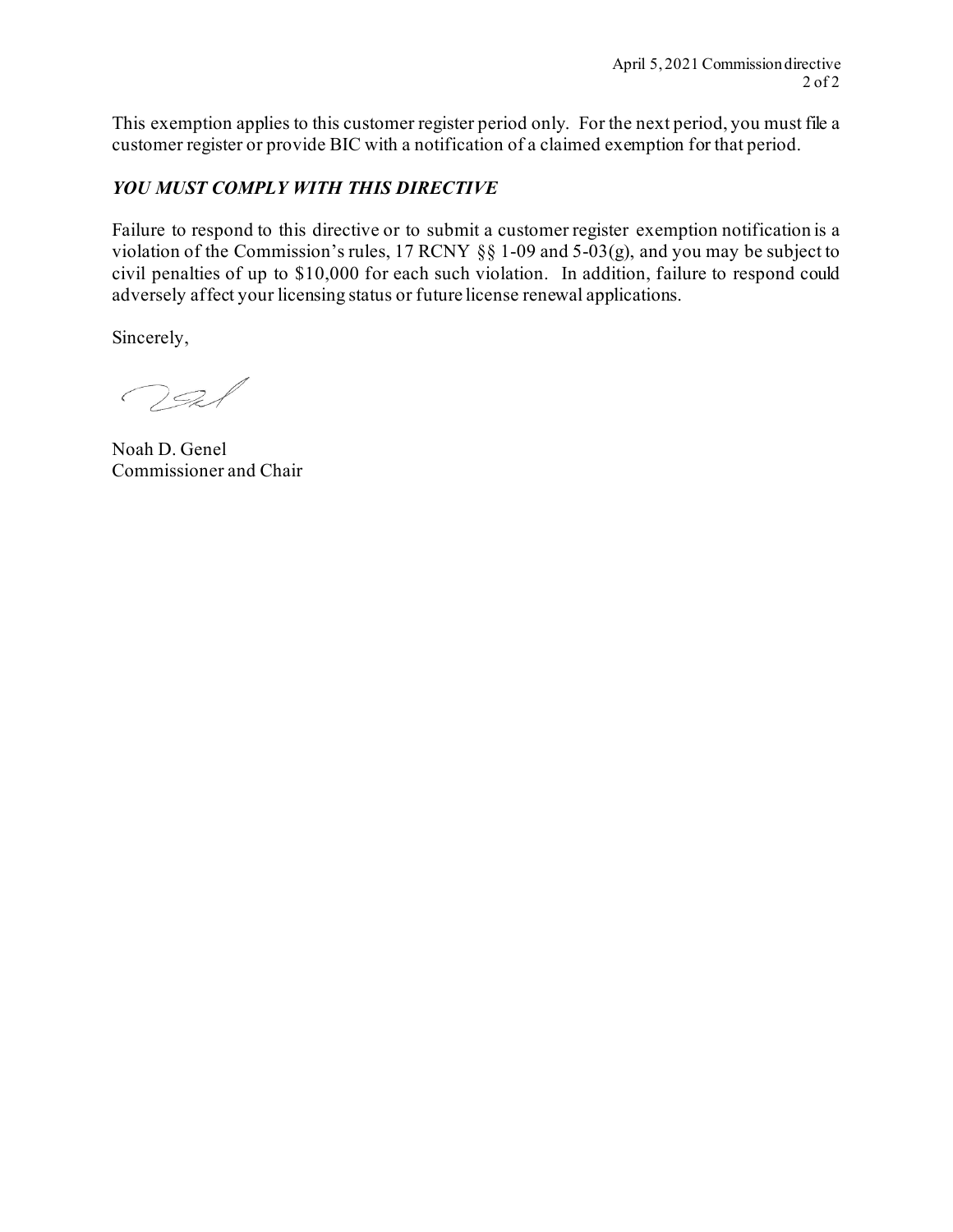This exemption applies to this customer register period only. For the next period, you must file a customer register or provide BIC with a notification of a claimed exemption for that period.

***YOU MUST COMPLY WITH THIS DIRECTIVE***

Failure to respond to this directive or to submit a customer register exemption notification is a violation of the Commission's rules, 17 RCNY §§ 1-09 and 5-03(g), and you may be subject to civil penalties of up to $10,000 for each such violation. In addition, failure to respond could adversely affect your licensing status or future license renewal applications.

Sincerely,

Noah D. Genel
Commissioner and Chair